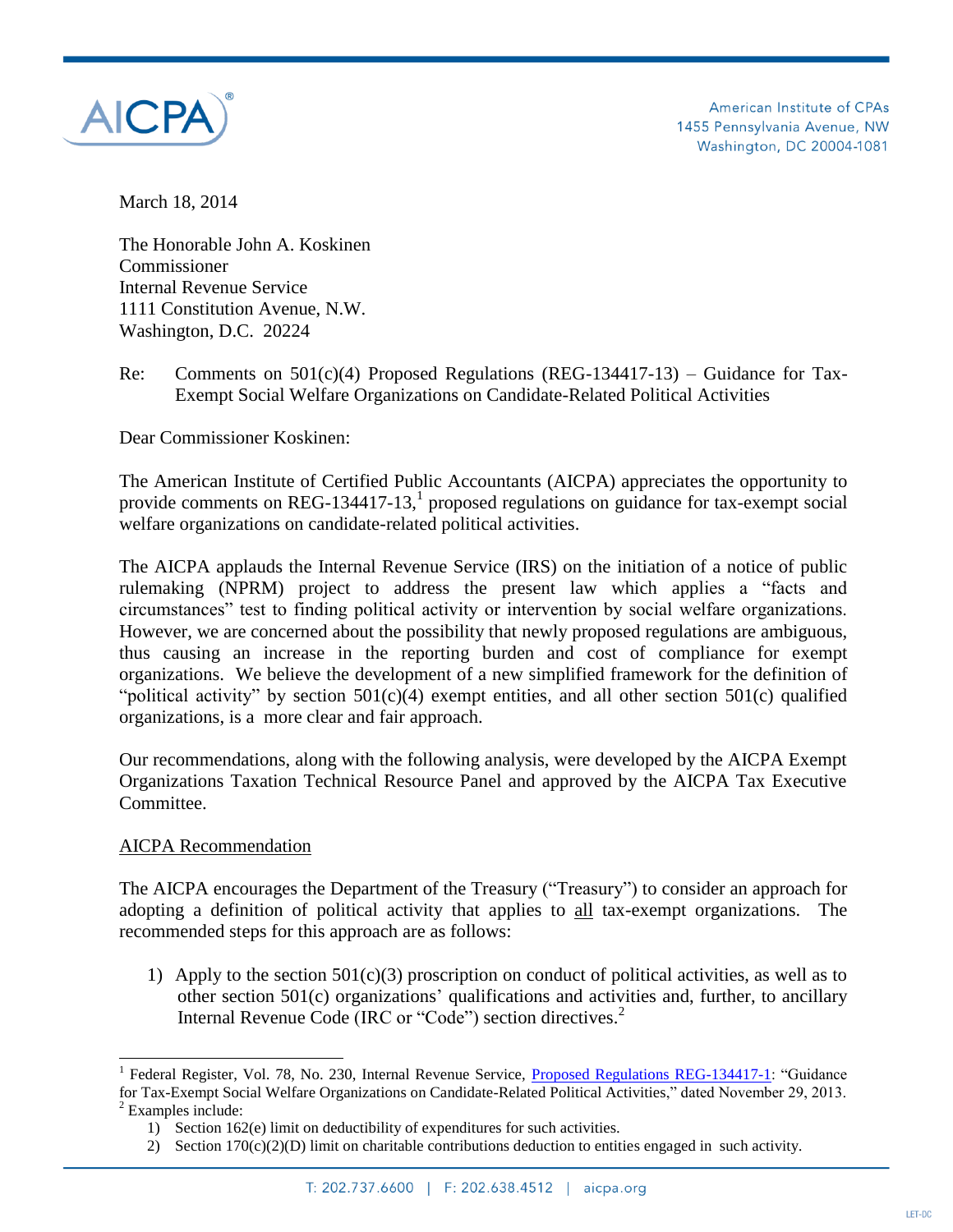AICPA

American Institute of CPAs
1455 Pennsylvania Avenue, NW
Washington, DC 20004-1081

March 18, 2014

The Honorable John A. Koskinen
Commissioner
Internal Revenue Service
1111 Constitution Avenue, N.W.
Washington, D.C. 20224

Re: Comments on 501(c)(4) Proposed Regulations (REG-134417-13) – Guidance for Tax-Exempt Social Welfare Organizations on Candidate-Related Political Activities

Dear Commissioner Koskinen:

The American Institute of Certified Public Accountants (AICPA) appreciates the opportunity to provide comments on REG-134417-13,[1] proposed regulations on guidance for tax-exempt social welfare organizations on candidate-related political activities.

The AICPA applauds the Internal Revenue Service (IRS) on the initiation of a notice of public rulemaking (NPRM) project to address the present law which applies a "facts and circumstances" test to finding political activity or intervention by social welfare organizations. However, we are concerned about the possibility that newly proposed regulations are ambiguous, thus causing an increase in the reporting burden and cost of compliance for exempt organizations. We believe the development of a new simplified framework for the definition of "political activity" by section 501(c)(4) exempt entities, and all other section 501(c) qualified organizations, is a more clear and fair approach.

Our recommendations, along with the following analysis, were developed by the AICPA Exempt Organizations Taxation Technical Resource Panel and approved by the AICPA Tax Executive Committee.

<u>AICPA Recommendation</u>

The AICPA encourages the Department of the Treasury ("Treasury") to consider an approach for adopting a definition of political activity that applies to <u>all</u> tax-exempt organizations. The recommended steps for this approach are as follows:

1) Apply to the section 501(c)(3) proscription on conduct of political activities, as well as to other section 501(c) organizations' qualifications and activities and, further, to ancillary Internal Revenue Code (IRC or "Code") section directives.[2]

---

[1] Federal Register, Vol. 78, No. 230, Internal Revenue Service, Proposed Regulations REG-134417-1: "Guidance for Tax-Exempt Social Welfare Organizations on Candidate-Related Political Activities," dated November 29, 2013.

[2] Examples include:

1) Section 162(e) limit on deductibility of expenditures for such activities.
2) Section 170(c)(2)(D) limit on charitable contributions deduction to entities engaged in such activity.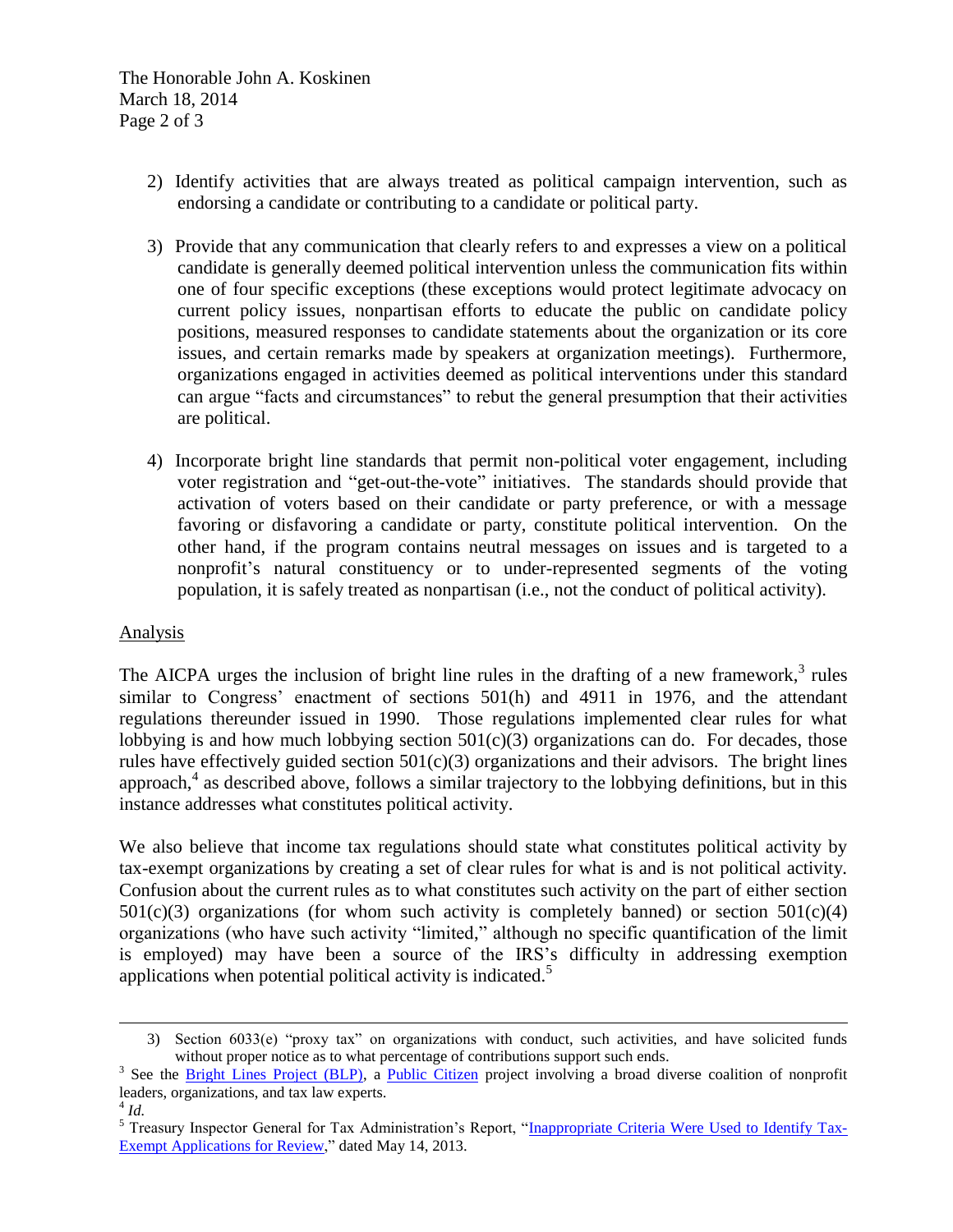2) Identify activities that are always treated as political campaign intervention, such as endorsing a candidate or contributing to a candidate or political party.

3) Provide that any communication that clearly refers to and expresses a view on a political candidate is generally deemed political intervention unless the communication fits within one of four specific exceptions (these exceptions would protect legitimate advocacy on current policy issues, nonpartisan efforts to educate the public on candidate policy positions, measured responses to candidate statements about the organization or its core issues, and certain remarks made by speakers at organization meetings). Furthermore, organizations engaged in activities deemed as political interventions under this standard can argue "facts and circumstances" to rebut the general presumption that their activities are political.

4) Incorporate bright line standards that permit non-political voter engagement, including voter registration and "get-out-the-vote" initiatives. The standards should provide that activation of voters based on their candidate or party preference, or with a message favoring or disfavoring a candidate or party, constitute political intervention. On the other hand, if the program contains neutral messages on issues and is targeted to a nonprofit's natural constituency or to under-represented segments of the voting population, it is safely treated as nonpartisan (i.e., not the conduct of political activity).

<u>Analysis</u>

The AICPA urges the inclusion of bright line rules in the drafting of a new framework,[3] rules similar to Congress' enactment of sections 501(h) and 4911 in 1976, and the attendant regulations thereunder issued in 1990. Those regulations implemented clear rules for what lobbying is and how much lobbying section 501(c)(3) organizations can do. For decades, those rules have effectively guided section 501(c)(3) organizations and their advisors. The bright lines approach,[4] as described above, follows a similar trajectory to the lobbying definitions, but in this instance addresses what constitutes political activity.

We also believe that income tax regulations should state what constitutes political activity by tax-exempt organizations by creating a set of clear rules for what is and is not political activity. Confusion about the current rules as to what constitutes such activity on the part of either section 501(c)(3) organizations (for whom such activity is completely banned) or section 501(c)(4) organizations (who have such activity "limited," although no specific quantification of the limit is employed) may have been a source of the IRS's difficulty in addressing exemption applications when potential political activity is indicated.[5]

---

3) Section 6033(e) "proxy tax" on organizations with conduct, such activities, and have solicited funds without proper notice as to what percentage of contributions support such ends.

[3] See the Bright Lines Project (BLP), a Public Citizen project involving a broad diverse coalition of nonprofit leaders, organizations, and tax law experts.

[4] *Id.*

[5] Treasury Inspector General for Tax Administration's Report, "Inappropriate Criteria Were Used to Identify Tax-Exempt Applications for Review," dated May 14, 2013.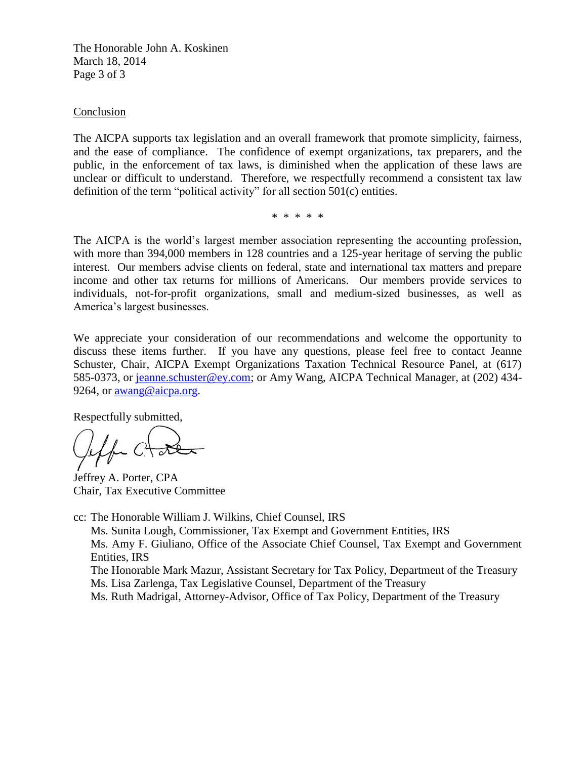## Conclusion

The AICPA supports tax legislation and an overall framework that promote simplicity, fairness, and the ease of compliance. The confidence of exempt organizations, tax preparers, and the public, in the enforcement of tax laws, is diminished when the application of these laws are unclear or difficult to understand. Therefore, we respectfully recommend a consistent tax law definition of the term "political activity" for all section 501(c) entities.

\* \* \* \* \*

The AICPA is the world's largest member association representing the accounting profession, with more than 394,000 members in 128 countries and a 125-year heritage of serving the public interest. Our members advise clients on federal, state and international tax matters and prepare income and other tax returns for millions of Americans. Our members provide services to individuals, not-for-profit organizations, small and medium-sized businesses, as well as America's largest businesses.

We appreciate your consideration of our recommendations and welcome the opportunity to discuss these items further. If you have any questions, please feel free to contact Jeanne Schuster, Chair, AICPA Exempt Organizations Taxation Technical Resource Panel, at (617) 585-0373, or jeanne.schuster@ey.com; or Amy Wang, AICPA Technical Manager, at (202) 434-9264, or awang@aicpa.org.

Respectfully submitted,

Jeffrey A. Porter, CPA
Chair, Tax Executive Committee

cc: The Honorable William J. Wilkins, Chief Counsel, IRS
Ms. Sunita Lough, Commissioner, Tax Exempt and Government Entities, IRS
Ms. Amy F. Giuliano, Office of the Associate Chief Counsel, Tax Exempt and Government Entities, IRS
The Honorable Mark Mazur, Assistant Secretary for Tax Policy, Department of the Treasury
Ms. Lisa Zarlenga, Tax Legislative Counsel, Department of the Treasury
Ms. Ruth Madrigal, Attorney-Advisor, Office of Tax Policy, Department of the Treasury